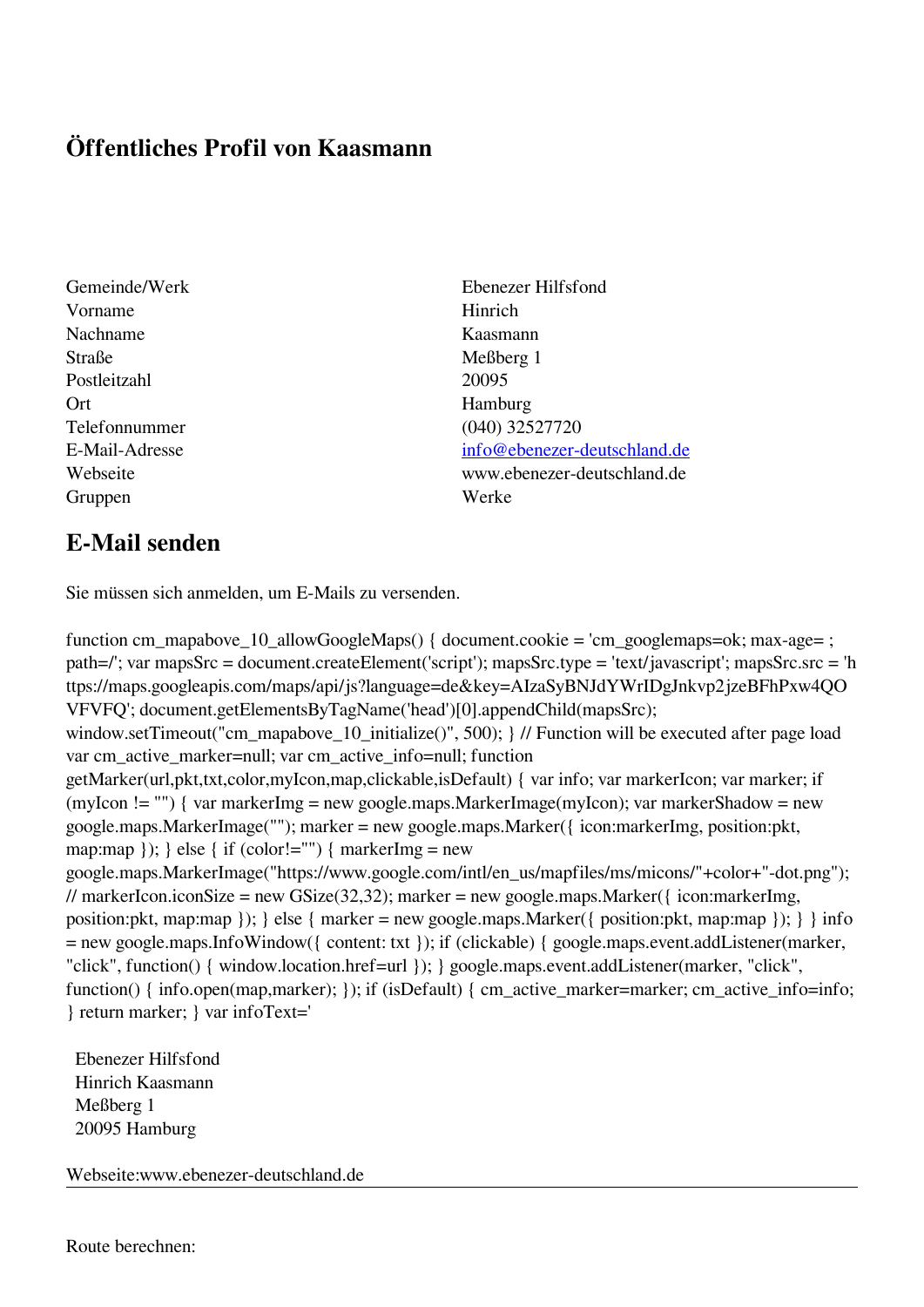# Öffentliches Profil von Kaasmann

| | |
|---|---|
| Gemeinde/Werk | Ebenezer Hilfsfond |
| Vorname | Hinrich |
| Nachname | Kaasmann |
| Straße | Meßberg 1 |
| Postleitzahl | 20095 |
| Ort | Hamburg |
| Telefonnummer | (040) 32527720 |
| E-Mail-Adresse | info@ebenezer-deutschland.de |
| Webseite | www.ebenezer-deutschland.de |
| Gruppen | Werke |

## E-Mail senden

Sie müssen sich anmelden, um E-Mails zu versenden.

function cm_mapabove_10_allowGoogleMaps() { document.cookie = 'cm_googlemaps=ok; max-age= ; path=/'; var mapsSrc = document.createElement('script'); mapsSrc.type = 'text/javascript'; mapsSrc.src = 'https://maps.googleapis.com/maps/api/js?language=de&key=AIzaSyBNJdYWrIDgJnkvp2jzeBFhPxw4QOVFVFQ'; document.getElementsByTagName('head')[0].appendChild(mapsSrc); window.setTimeout("cm_mapabove_10_initialize()", 500); } // Function will be executed after page load var cm_active_marker=null; var cm_active_info=null; function getMarker(url,pkt,txt,color,myIcon,map,clickable,isDefault) { var info; var markerIcon; var marker; if (myIcon != "") { var markerImg = new google.maps.MarkerImage(myIcon); var markerShadow = new google.maps.MarkerImage(""); marker = new google.maps.Marker({ icon:markerImg, position:pkt, map:map }); } else { if (color!="") { markerImg = new google.maps.MarkerImage("https://www.google.com/intl/en_us/mapfiles/ms/micons/"+color+"-dot.png"); // markerIcon.iconSize = new GSize(32,32); marker = new google.maps.Marker({ icon:markerImg, position:pkt, map:map }); } else { marker = new google.maps.Marker({ position:pkt, map:map }); } } info = new google.maps.InfoWindow({ content: txt }); if (clickable) { google.maps.event.addListener(marker, "click", function() { window.location.href=url }); } google.maps.event.addListener(marker, "click", function() { info.open(map,marker); }); if (isDefault) { cm_active_marker=marker; cm_active_info=info; } return marker; } var infoText='

Ebenezer Hilfsfond
Hinrich Kaasmann
Meßberg 1
20095 Hamburg

Webseite:www.ebenezer-deutschland.de

---

Route berechnen: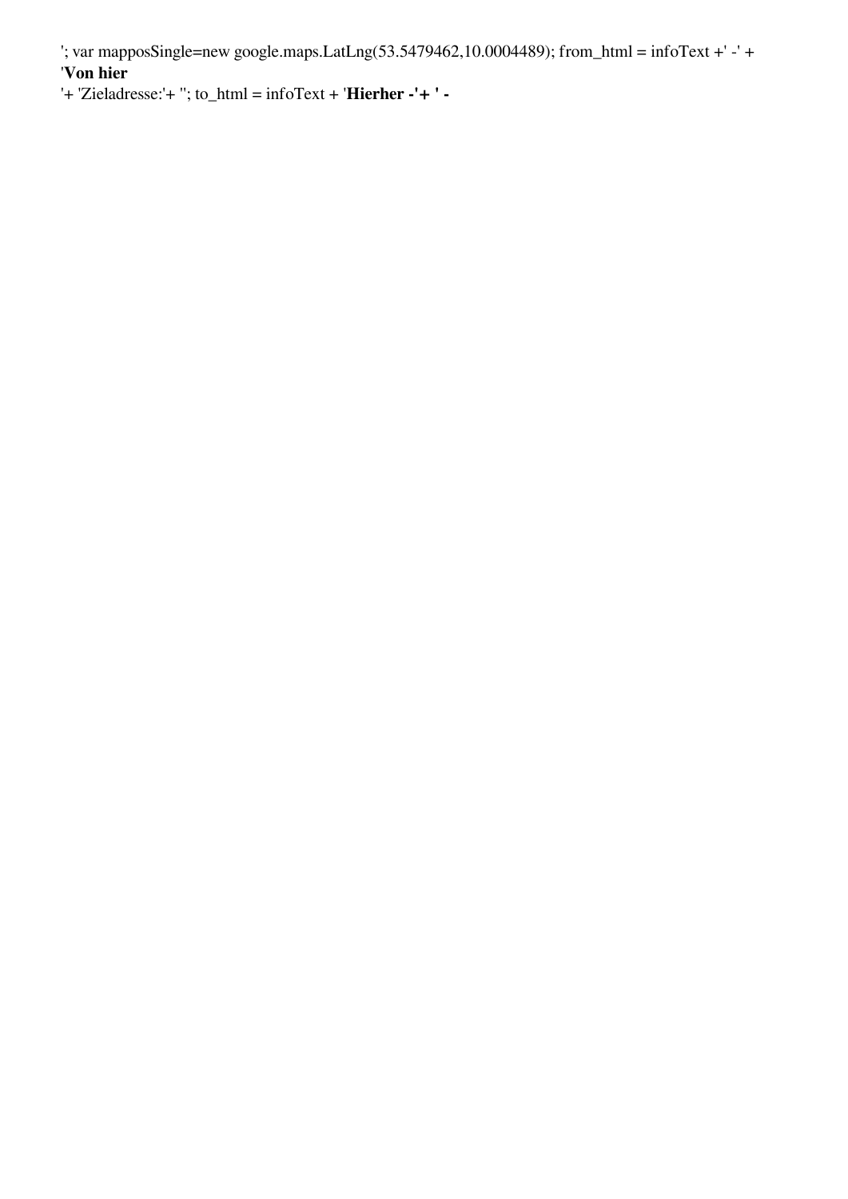'; var mapposSingle=new google.maps.LatLng(53.5479462,10.0004489); from_html = infoText +' -' +
'**Von hier**
'+ 'Zieladresse:'+ ''; to_html = infoText + '**Hierher -'+ ' -**